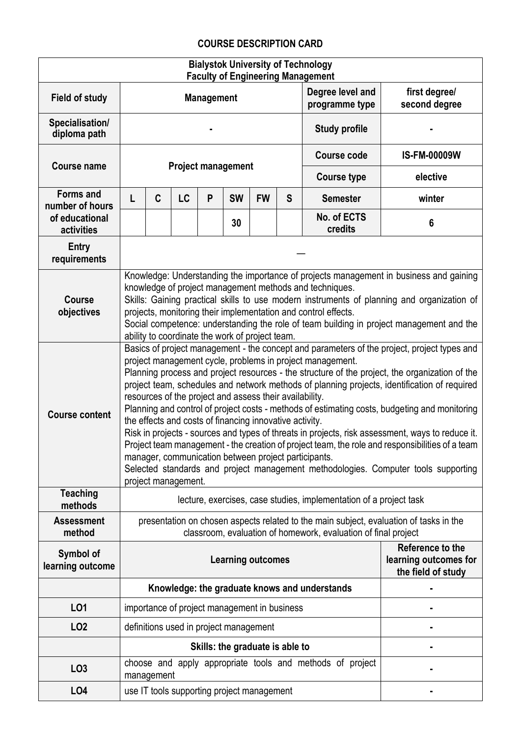## COURSE DESCRIPTION CARD

| **Bialystok University of Technology**<br>**Faculty of Engineering Management** | | | | | | | | | |
|---|---|---|---|---|---|---|---|---|---|
| **Field of study** | **Management** | | | | | | | **Degree level and programme type** | **first degree/ second degree** |
| **Specialisation/ diploma path** | **-** | | | | | | | **Study profile** | **-** |
| **Course name** | **Project management** | | | | | | | **Course code** | **IS-FM-00009W** |
| | | | | | | | | **Course type** | **elective** |
| **Forms and number of hours of educational activities** | **L** | **C** | **LC** | **P** | **SW** | **FW** | **S** | **Semester** | **winter** |
| | | | | | **30** | | | **No. of ECTS credits** | **6** |
| **Entry requirements** | — | | | | | | | | |
| **Course objectives** | Knowledge: Understanding the importance of projects management in business and gaining knowledge of project management methods and techniques.<br>Skills: Gaining practical skills to use modern instruments of planning and organization of projects, monitoring their implementation and control effects.<br>Social competence: understanding the role of team building in project management and the ability to coordinate the work of project team. | | | | | | | | |
| **Course content** | Basics of project management - the concept and parameters of the project, project types and project management cycle, problems in project management.<br>Planning process and project resources - the structure of the project, the organization of the project team, schedules and network methods of planning projects, identification of required resources of the project and assess their availability.<br>Planning and control of project costs - methods of estimating costs, budgeting and monitoring the effects and costs of financing innovative activity.<br>Risk in projects - sources and types of threats in projects, risk assessment, ways to reduce it.<br>Project team management - the creation of project team, the role and responsibilities of a team manager, communication between project participants.<br>Selected standards and project management methodologies. Computer tools supporting project management. | | | | | | | | |
| **Teaching methods** | lecture, exercises, case studies, implementation of a project task | | | | | | | | |
| **Assessment method** | presentation on chosen aspects related to the main subject, evaluation of tasks in the classroom, evaluation of homework, evaluation of final project | | | | | | | | |
| **Symbol of learning outcome** | **Learning outcomes** | | | | | | | | **Reference to the learning outcomes for the field of study** |
| | **Knowledge: the graduate knows and understands** | | | | | | | | **-** |
| **LO1** | importance of project management in business | | | | | | | | **-** |
| **LO2** | definitions used in project management | | | | | | | | **-** |
| | **Skills: the graduate is able to** | | | | | | | | **-** |
| **LO3** | choose and apply appropriate tools and methods of project management | | | | | | | | **-** |
| **LO4** | use IT tools supporting project management | | | | | | | | **-** |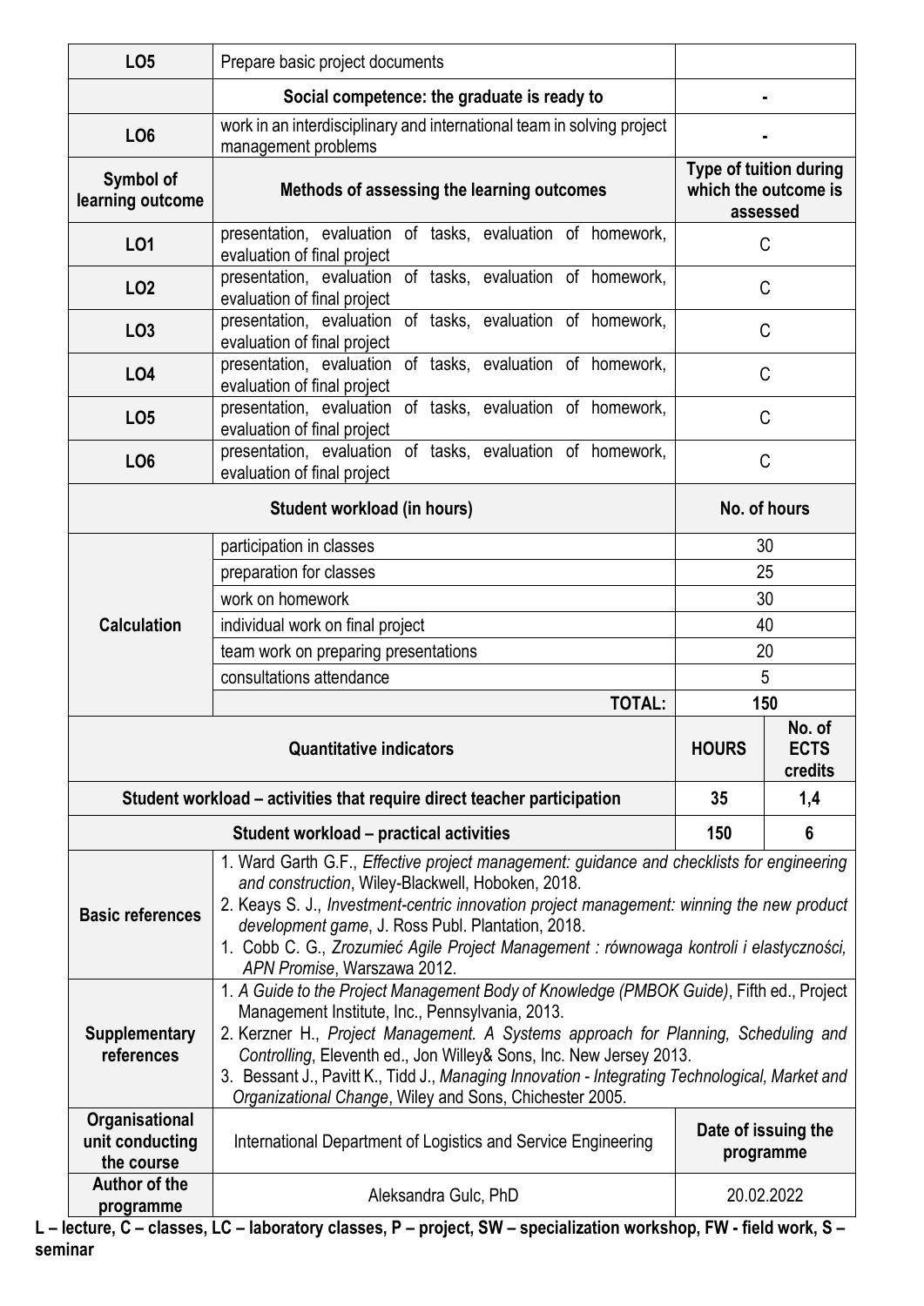| | | |
|---|---|---|
| **LO5** | Prepare basic project documents | |
| | **Social competence: the graduate is ready to** | **-** |
| **LO6** | work in an interdisciplinary and international team in solving project management problems | - |
| **Symbol of learning outcome** | **Methods of assessing the learning outcomes** | **Type of tuition during which the outcome is assessed** |
| **LO1** | presentation, evaluation of tasks, evaluation of homework, evaluation of final project | C |
| **LO2** | presentation, evaluation of tasks, evaluation of homework, evaluation of final project | C |
| **LO3** | presentation, evaluation of tasks, evaluation of homework, evaluation of final project | C |
| **LO4** | presentation, evaluation of tasks, evaluation of homework, evaluation of final project | C |
| **LO5** | presentation, evaluation of tasks, evaluation of homework, evaluation of final project | C |
| **LO6** | presentation, evaluation of tasks, evaluation of homework, evaluation of final project | C |

| **Student workload (in hours)** | | **No. of hours** |
|---|---|---|
| **Calculation** | participation in classes | 30 |
| | preparation for classes | 25 |
| | work on homework | 30 |
| | individual work on final project | 40 |
| | team work on preparing presentations | 20 |
| | consultations attendance | 5 |
| | **TOTAL:** | **150** |

| **Quantitative indicators** | **HOURS** | **No. of ECTS credits** |
|---|---|---|
| **Student workload – activities that require direct teacher participation** | **35** | **1,4** |
| **Student workload – practical activities** | **150** | **6** |

| | |
|---|---|
| **Basic references** | 1. Ward Garth G.F., *Effective project management: guidance and checklists for engineering and construction*, Wiley-Blackwell, Hoboken, 2018.<br>2. Keays S. J., *Investment-centric innovation project management: winning the new product development game*, J. Ross Publ. Plantation, 2018.<br>1. Cobb C. G., *Zrozumieć Agile Project Management : równowaga kontroli i elastyczności, APN Promise*, Warszawa 2012. |
| **Supplementary references** | 1. *A Guide to the Project Management Body of Knowledge (PMBOK Guide)*, Fifth ed., Project Management Institute, Inc., Pennsylvania, 2013.<br>2. Kerzner H., *Project Management. A Systems approach for Planning, Scheduling and Controlling*, Eleventh ed., Jon Willey& Sons, Inc. New Jersey 2013.<br>3. Bessant J., Pavitt K., Tidd J., *Managing Innovation - Integrating Technological, Market and Organizational Change*, Wiley and Sons, Chichester 2005. |

| | | |
|---|---|---|
| **Organisational unit conducting the course** | International Department of Logistics and Service Engineering | **Date of issuing the programme** |
| **Author of the programme** | Aleksandra Gulc, PhD | 20.02.2022 |

**L – lecture, C – classes, LC – laboratory classes, P – project, SW – specialization workshop, FW - field work, S – seminar**